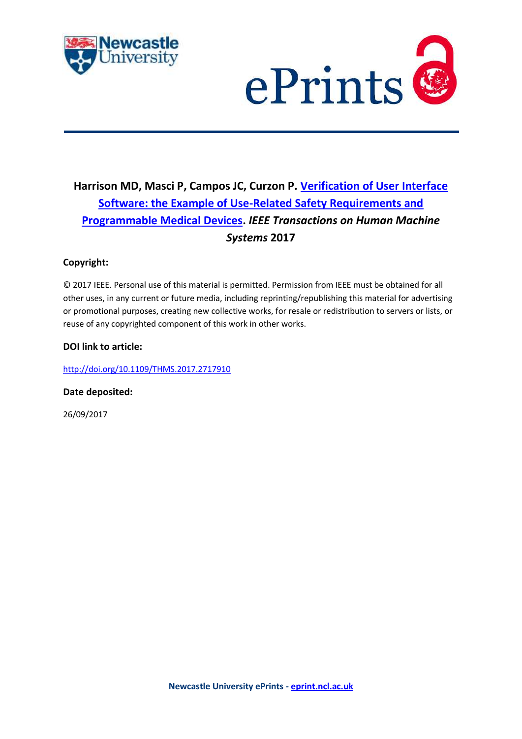**Harrison MD, Masci P, Campos JC, Curzon P. [Verification of User Interface Software: the Example of Use-Related Safety Requirements and Programmable Medical Devices](http://doi.org/10.1109/THMS.2017.2717910). *IEEE Transactions on Human Machine Systems* 2017**

**Copyright:**

© 2017 IEEE. Personal use of this material is permitted. Permission from IEEE must be obtained for all other uses, in any current or future media, including reprinting/republishing this material for advertising or promotional purposes, creating new collective works, for resale or redistribution to servers or lists, or reuse of any copyrighted component of this work in other works.

**DOI link to article:**

http://doi.org/10.1109/THMS.2017.2717910

**Date deposited:**

26/09/2017

**Newcastle University ePrints - [eprint.ncl.ac.uk](http://eprint.ncl.ac.uk)**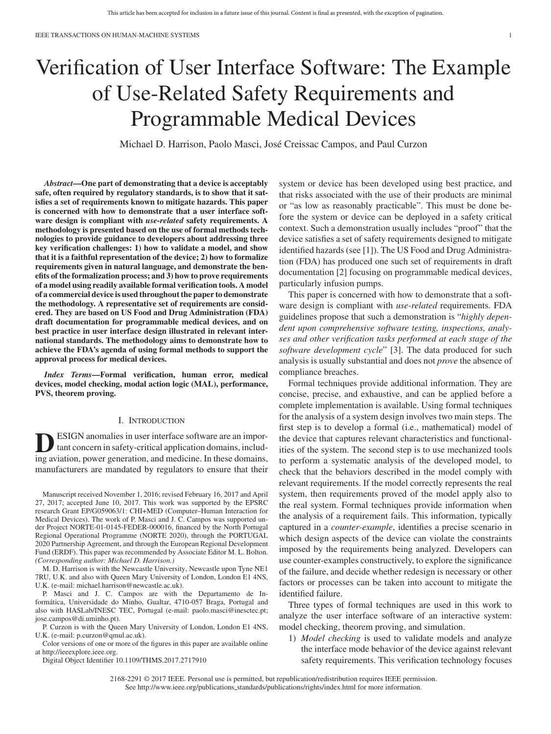# Verification of User Interface Software: The Example of Use-Related Safety Requirements and Programmable Medical Devices

Michael D. Harrison, Paolo Masci, José Creissac Campos, and Paul Curzon

***Abstract*—One part of demonstrating that a device is acceptably safe, often required by regulatory standards, is to show that it satisfies a set of requirements known to mitigate hazards. This paper is concerned with how to demonstrate that a user interface software design is compliant with *use-related* safety requirements. A methodology is presented based on the use of formal methods technologies to provide guidance to developers about addressing three key verification challenges: 1) how to validate a model, and show that it is a faithful representation of the device; 2) how to formalize requirements given in natural language, and demonstrate the benefits of the formalization process; and 3) how to prove requirements of a model using readily available formal verification tools. A model of a commercial device is used throughout the paper to demonstrate the methodology. A representative set of requirements are considered. They are based on US Food and Drug Administration (FDA) draft documentation for programmable medical devices, and on best practice in user interface design illustrated in relevant international standards. The methodology aims to demonstrate how to achieve the FDA's agenda of using formal methods to support the approval process for medical devices.**

***Index Terms*—Formal verification, human error, medical devices, model checking, modal action logic (MAL), performance, PVS, theorem proving.**

## I. Introduction

DESIGN anomalies in user interface software are an important concern in safety-critical application domains, including aviation, power generation, and medicine. In these domains, manufacturers are mandated by regulators to ensure that their system or device has been developed using best practice, and that risks associated with the use of their products are minimal or "as low as reasonably practicable". This must be done before the system or device can be deployed in a safety critical context. Such a demonstration usually includes "proof" that the device satisfies a set of safety requirements designed to mitigate identified hazards (see [1]). The US Food and Drug Administration (FDA) has produced one such set of requirements in draft documentation [2] focusing on programmable medical devices, particularly infusion pumps.

This paper is concerned with how to demonstrate that a software design is compliant with *use-related* requirements. FDA guidelines propose that such a demonstration is "*highly dependent upon comprehensive software testing, inspections, analyses and other verification tasks performed at each stage of the software development cycle*" [3]. The data produced for such analysis is usually substantial and does not *prove* the absence of compliance breaches.

Formal techniques provide additional information. They are concise, precise, and exhaustive, and can be applied before a complete implementation is available. Using formal techniques for the analysis of a system design involves two main steps. The first step is to develop a formal (i.e., mathematical) model of the device that captures relevant characteristics and functionalities of the system. The second step is to use mechanized tools to perform a systematic analysis of the developed model, to check that the behaviors described in the model comply with relevant requirements. If the model correctly represents the real system, then requirements proved of the model apply also to the real system. Formal techniques provide information when the analysis of a requirement fails. This information, typically captured in a *counter-example*, identifies a precise scenario in which design aspects of the device can violate the constraints imposed by the requirements being analyzed. Developers can use counter-examples constructively, to explore the significance of the failure, and decide whether redesign is necessary or other factors or processes can be taken into account to mitigate the identified failure.

Three types of formal techniques are used in this work to analyze the user interface software of an interactive system: model checking, theorem proving, and simulation.

1) *Model checking* is used to validate models and analyze the interface mode behavior of the device against relevant safety requirements. This verification technology focuses

Manuscript received November 1, 2016; revised February 16, 2017 and April 27, 2017; accepted June 10, 2017. This work was supported by the EPSRC research Grant EP/G059063/1: CHI+MED (Computer–Human Interaction for Medical Devices). The work of P. Masci and J. C. Campos was supported under Project NORTE-01-0145-FEDER-000016, financed by the North Portugal Regional Operational Programme (NORTE 2020), through the PORTUGAL 2020 Partnership Agreement, and through the European Regional Development Fund (ERDF). This paper was recommended by Associate Editor M. L. Bolton. *(Corresponding author: Michael D. Harrison.)*

M. D. Harrison is with the Newcastle University, Newcastle upon Tyne NE1 7RU, U.K. and also with Queen Mary University of London, London E1 4NS, U.K. (e-mail: michael.harrison@newcastle.ac.uk).

P. Masci and J. C. Campos are with the Departamento de Informática, Universidade do Minho, Gualtar, 4710-057 Braga, Portugal and also with HASLab/INESC TEC, Portugal (e-mail: paolo.masci@inesctec.pt; jose.campos@di.uminho.pt).

P. Curzon is with the Queen Mary University of London, London E1 4NS, U.K. (e-mail: p.curzon@qmul.ac.uk).

Color versions of one or more of the figures in this paper are available online at http://ieeexplore.ieee.org.

Digital Object Identifier 10.1109/THMS.2017.2717910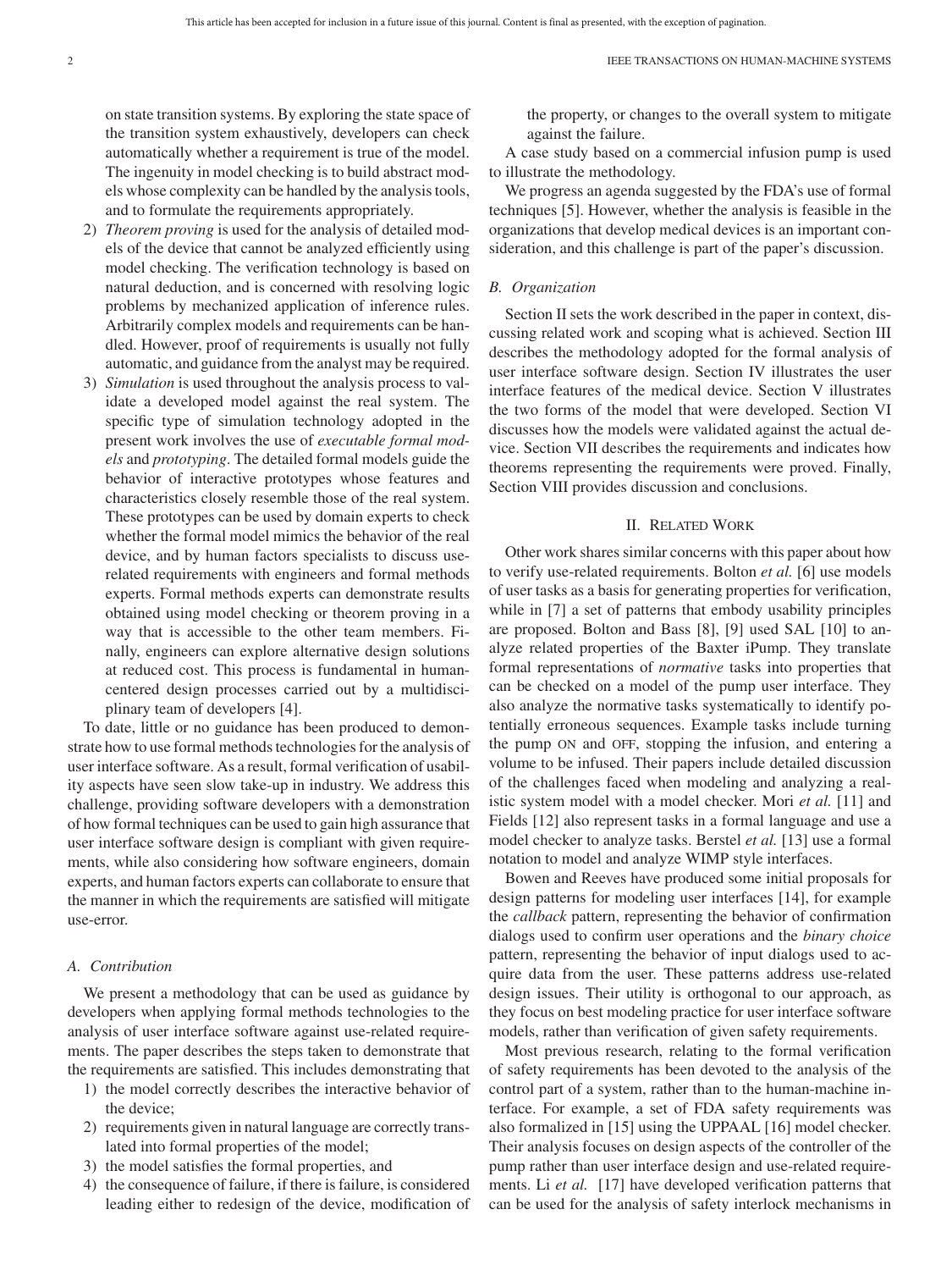on state transition systems. By exploring the state space of the transition system exhaustively, developers can check automatically whether a requirement is true of the model. The ingenuity in model checking is to build abstract models whose complexity can be handled by the analysis tools, and to formulate the requirements appropriately.

2) *Theorem proving* is used for the analysis of detailed models of the device that cannot be analyzed efficiently using model checking. The verification technology is based on natural deduction, and is concerned with resolving logic problems by mechanized application of inference rules. Arbitrarily complex models and requirements can be handled. However, proof of requirements is usually not fully automatic, and guidance from the analyst may be required.

3) *Simulation* is used throughout the analysis process to validate a developed model against the real system. The specific type of simulation technology adopted in the present work involves the use of *executable formal models* and *prototyping*. The detailed formal models guide the behavior of interactive prototypes whose features and characteristics closely resemble those of the real system. These prototypes can be used by domain experts to check whether the formal model mimics the behavior of the real device, and by human factors specialists to discuss use-related requirements with engineers and formal methods experts. Formal methods experts can demonstrate results obtained using model checking or theorem proving in a way that is accessible to the other team members. Finally, engineers can explore alternative design solutions at reduced cost. This process is fundamental in human-centered design processes carried out by a multidisciplinary team of developers [4].

To date, little or no guidance has been produced to demonstrate how to use formal methods technologies for the analysis of user interface software. As a result, formal verification of usability aspects have seen slow take-up in industry. We address this challenge, providing software developers with a demonstration of how formal techniques can be used to gain high assurance that user interface software design is compliant with given requirements, while also considering how software engineers, domain experts, and human factors experts can collaborate to ensure that the manner in which the requirements are satisfied will mitigate use-error.

### A. Contribution

We present a methodology that can be used as guidance by developers when applying formal methods technologies to the analysis of user interface software against use-related requirements. The paper describes the steps taken to demonstrate that the requirements are satisfied. This includes demonstrating that

1) the model correctly describes the interactive behavior of the device;
2) requirements given in natural language are correctly translated into formal properties of the model;
3) the model satisfies the formal properties, and
4) the consequence of failure, if there is failure, is considered leading either to redesign of the device, modification of the property, or changes to the overall system to mitigate against the failure.

A case study based on a commercial infusion pump is used to illustrate the methodology.

We progress an agenda suggested by the FDA's use of formal techniques [5]. However, whether the analysis is feasible in the organizations that develop medical devices is an important consideration, and this challenge is part of the paper's discussion.

### B. Organization

Section II sets the work described in the paper in context, discussing related work and scoping what is achieved. Section III describes the methodology adopted for the formal analysis of user interface software design. Section IV illustrates the user interface features of the medical device. Section V illustrates the two forms of the model that were developed. Section VI discusses how the models were validated against the actual device. Section VII describes the requirements and indicates how theorems representing the requirements were proved. Finally, Section VIII provides discussion and conclusions.

## II. Related Work

Other work shares similar concerns with this paper about how to verify use-related requirements. Bolton *et al.* [6] use models of user tasks as a basis for generating properties for verification, while in [7] a set of patterns that embody usability principles are proposed. Bolton and Bass [8], [9] used SAL [10] to analyze related properties of the Baxter iPump. They translate formal representations of *normative* tasks into properties that can be checked on a model of the pump user interface. They also analyze the normative tasks systematically to identify potentially erroneous sequences. Example tasks include turning the pump ON and OFF, stopping the infusion, and entering a volume to be infused. Their papers include detailed discussion of the challenges faced when modeling and analyzing a realistic system model with a model checker. Mori *et al.* [11] and Fields [12] also represent tasks in a formal language and use a model checker to analyze tasks. Berstel *et al.* [13] use a formal notation to model and analyze WIMP style interfaces.

Bowen and Reeves have produced some initial proposals for design patterns for modeling user interfaces [14], for example the *callback* pattern, representing the behavior of confirmation dialogs used to confirm user operations and the *binary choice* pattern, representing the behavior of input dialogs used to acquire data from the user. These patterns address use-related design issues. Their utility is orthogonal to our approach, as they focus on best modeling practice for user interface software models, rather than verification of given safety requirements.

Most previous research, relating to the formal verification of safety requirements has been devoted to the analysis of the control part of a system, rather than to the human-machine interface. For example, a set of FDA safety requirements was also formalized in [15] using the UPPAAL [16] model checker. Their analysis focuses on design aspects of the controller of the pump rather than user interface design and use-related requirements. Li *et al.* [17] have developed verification patterns that can be used for the analysis of safety interlock mechanisms in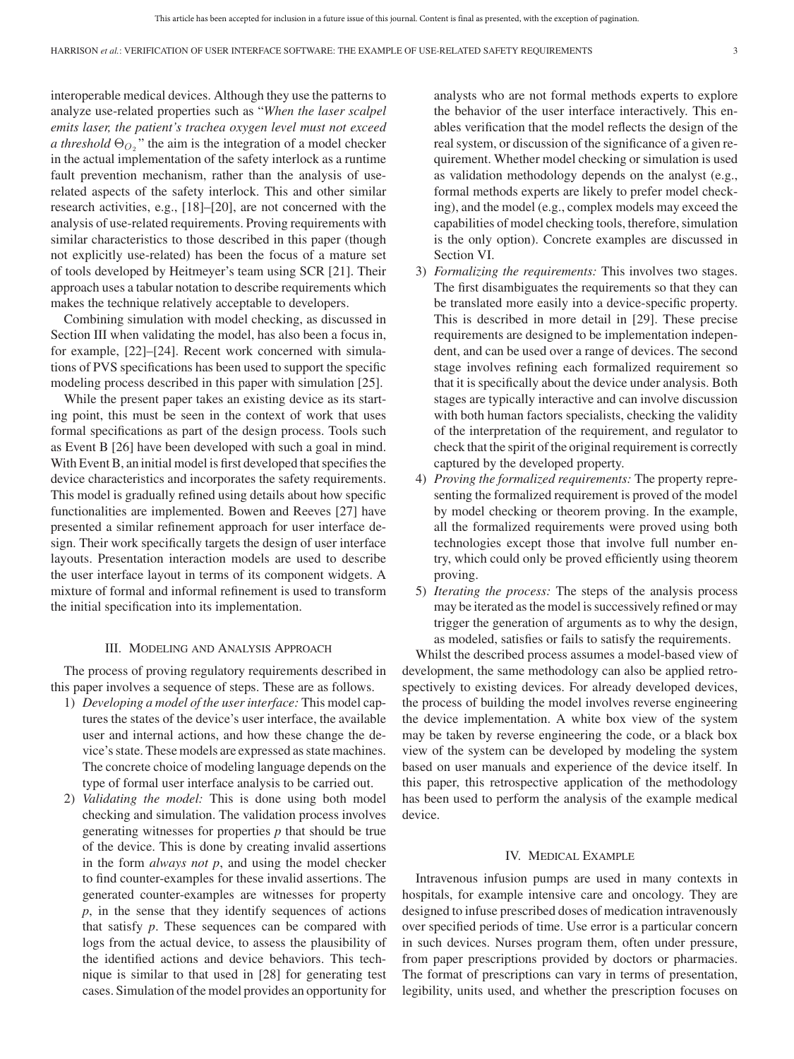interoperable medical devices. Although they use the patterns to analyze use-related properties such as "*When the laser scalpel emits laser, the patient's trachea oxygen level must not exceed a threshold* $\Theta_{O_2}$" the aim is the integration of a model checker in the actual implementation of the safety interlock as a runtime fault prevention mechanism, rather than the analysis of use-related aspects of the safety interlock. This and other similar research activities, e.g., [18]–[20], are not concerned with the analysis of use-related requirements. Proving requirements with similar characteristics to those described in this paper (though not explicitly use-related) has been the focus of a mature set of tools developed by Heitmeyer's team using SCR [21]. Their approach uses a tabular notation to describe requirements which makes the technique relatively acceptable to developers.

Combining simulation with model checking, as discussed in Section III when validating the model, has also been a focus in, for example, [22]–[24]. Recent work concerned with simulations of PVS specifications has been used to support the specific modeling process described in this paper with simulation [25].

While the present paper takes an existing device as its starting point, this must be seen in the context of work that uses formal specifications as part of the design process. Tools such as Event B [26] have been developed with such a goal in mind. With Event B, an initial model is first developed that specifies the device characteristics and incorporates the safety requirements. This model is gradually refined using details about how specific functionalities are implemented. Bowen and Reeves [27] have presented a similar refinement approach for user interface design. Their work specifically targets the design of user interface layouts. Presentation interaction models are used to describe the user interface layout in terms of its component widgets. A mixture of formal and informal refinement is used to transform the initial specification into its implementation.

## III. Modeling and Analysis Approach

The process of proving regulatory requirements described in this paper involves a sequence of steps. These are as follows.

1) *Developing a model of the user interface:* This model captures the states of the device's user interface, the available user and internal actions, and how these change the device's state. These models are expressed as state machines. The concrete choice of modeling language depends on the type of formal user interface analysis to be carried out.
2) *Validating the model:* This is done using both model checking and simulation. The validation process involves generating witnesses for properties *p* that should be true of the device. This is done by creating invalid assertions in the form *always not p*, and using the model checker to find counter-examples for these invalid assertions. The generated counter-examples are witnesses for property *p*, in the sense that they identify sequences of actions that satisfy *p*. These sequences can be compared with logs from the actual device, to assess the plausibility of the identified actions and device behaviors. This technique is similar to that used in [28] for generating test cases. Simulation of the model provides an opportunity for analysts who are not formal methods experts to explore the behavior of the user interface interactively. This enables verification that the model reflects the design of the real system, or discussion of the significance of a given requirement. Whether model checking or simulation is used as validation methodology depends on the analyst (e.g., formal methods experts are likely to prefer model checking), and the model (e.g., complex models may exceed the capabilities of model checking tools, therefore, simulation is the only option). Concrete examples are discussed in Section VI.
3) *Formalizing the requirements:* This involves two stages. The first disambiguates the requirements so that they can be translated more easily into a device-specific property. This is described in more detail in [29]. These precise requirements are designed to be implementation independent, and can be used over a range of devices. The second stage involves refining each formalized requirement so that it is specifically about the device under analysis. Both stages are typically interactive and can involve discussion with both human factors specialists, checking the validity of the interpretation of the requirement, and regulator to check that the spirit of the original requirement is correctly captured by the developed property.
4) *Proving the formalized requirements:* The property representing the formalized requirement is proved of the model by model checking or theorem proving. In the example, all the formalized requirements were proved using both technologies except those that involve full number entry, which could only be proved efficiently using theorem proving.
5) *Iterating the process:* The steps of the analysis process may be iterated as the model is successively refined or may trigger the generation of arguments as to why the design, as modeled, satisfies or fails to satisfy the requirements.

Whilst the described process assumes a model-based view of development, the same methodology can also be applied retrospectively to existing devices. For already developed devices, the process of building the model involves reverse engineering the device implementation. A white box view of the system may be taken by reverse engineering the code, or a black box view of the system can be developed by modeling the system based on user manuals and experience of the device itself. In this paper, this retrospective application of the methodology has been used to perform the analysis of the example medical device.

## IV. Medical Example

Intravenous infusion pumps are used in many contexts in hospitals, for example intensive care and oncology. They are designed to infuse prescribed doses of medication intravenously over specified periods of time. Use error is a particular concern in such devices. Nurses program them, often under pressure, from paper prescriptions provided by doctors or pharmacies. The format of prescriptions can vary in terms of presentation, legibility, units used, and whether the prescription focuses on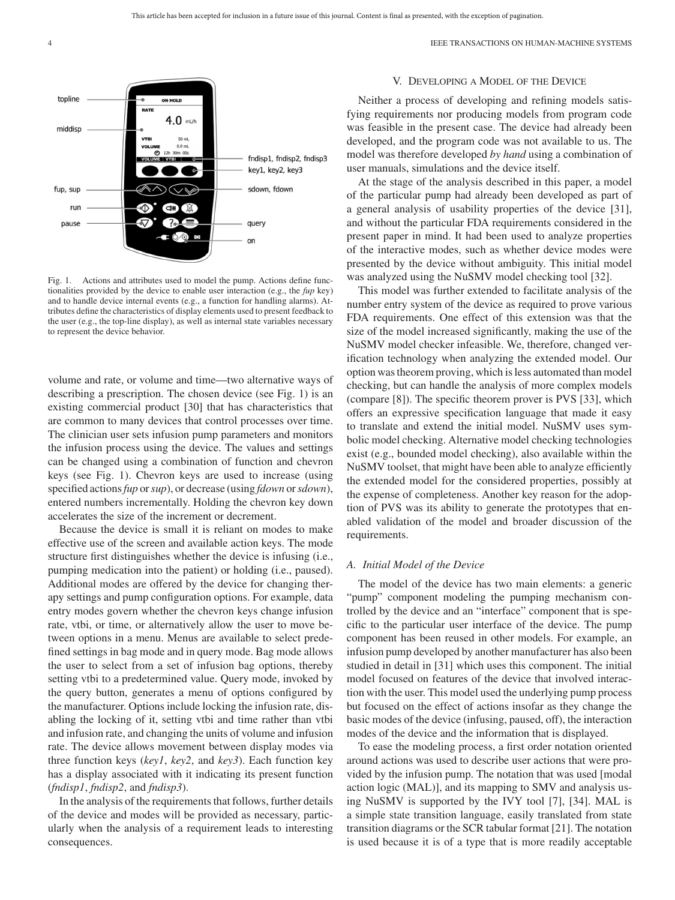Fig. 1. Actions and attributes used to model the pump. Actions define functionalities provided by the device to enable user interaction (e.g., the *fup* key) and to handle device internal events (e.g., a function for handling alarms). Attributes define the characteristics of display elements used to present feedback to the user (e.g., the top-line display), as well as internal state variables necessary to represent the device behavior.

volume and rate, or volume and time—two alternative ways of describing a prescription. The chosen device (see Fig. 1) is an existing commercial product [30] that has characteristics that are common to many devices that control processes over time. The clinician user sets infusion pump parameters and monitors the infusion process using the device. The values and settings can be changed using a combination of function and chevron keys (see Fig. 1). Chevron keys are used to increase (using specified actions *fup* or *sup*), or decrease (using *fdown* or *sdown*), entered numbers incrementally. Holding the chevron key down accelerates the size of the increment or decrement.

Because the device is small it is reliant on modes to make effective use of the screen and available action keys. The mode structure first distinguishes whether the device is infusing (i.e., pumping medication into the patient) or holding (i.e., paused). Additional modes are offered by the device for changing therapy settings and pump configuration options. For example, data entry modes govern whether the chevron keys change infusion rate, vtbi, or time, or alternatively allow the user to move between options in a menu. Menus are available to select predefined settings in bag mode and in query mode. Bag mode allows the user to select from a set of infusion bag options, thereby setting vtbi to a predetermined value. Query mode, invoked by the query button, generates a menu of options configured by the manufacturer. Options include locking the infusion rate, disabling the locking of it, setting vtbi and time rather than vtbi and infusion rate, and changing the units of volume and infusion rate. The device allows movement between display modes via three function keys (*key1*, *key2*, and *key3*). Each function key has a display associated with it indicating its present function (*fndisp1*, *fndisp2*, and *fndisp3*).

In the analysis of the requirements that follows, further details of the device and modes will be provided as necessary, particularly when the analysis of a requirement leads to interesting consequences.

## V. Developing a Model of the Device

Neither a process of developing and refining models satisfying requirements nor producing models from program code was feasible in the present case. The device had already been developed, and the program code was not available to us. The model was therefore developed *by hand* using a combination of user manuals, simulations and the device itself.

At the stage of the analysis described in this paper, a model of the particular pump had already been developed as part of a general analysis of usability properties of the device [31], and without the particular FDA requirements considered in the present paper in mind. It had been used to analyze properties of the interactive modes, such as whether device modes were presented by the device without ambiguity. This initial model was analyzed using the NuSMV model checking tool [32].

This model was further extended to facilitate analysis of the number entry system of the device as required to prove various FDA requirements. One effect of this extension was that the size of the model increased significantly, making the use of the NuSMV model checker infeasible. We, therefore, changed verification technology when analyzing the extended model. Our option was theorem proving, which is less automated than model checking, but can handle the analysis of more complex models (compare [8]). The specific theorem prover is PVS [33], which offers an expressive specification language that made it easy to translate and extend the initial model. NuSMV uses symbolic model checking. Alternative model checking technologies exist (e.g., bounded model checking), also available within the NuSMV toolset, that might have been able to analyze efficiently the extended model for the considered properties, possibly at the expense of completeness. Another key reason for the adoption of PVS was its ability to generate the prototypes that enabled validation of the model and broader discussion of the requirements.

### A. Initial Model of the Device

The model of the device has two main elements: a generic "pump" component modeling the pumping mechanism controlled by the device and an "interface" component that is specific to the particular user interface of the device. The pump component has been reused in other models. For example, an infusion pump developed by another manufacturer has also been studied in detail in [31] which uses this component. The initial model focused on features of the device that involved interaction with the user. This model used the underlying pump process but focused on the effect of actions insofar as they change the basic modes of the device (infusing, paused, off), the interaction modes of the device and the information that is displayed.

To ease the modeling process, a first order notation oriented around actions was used to describe user actions that were provided by the infusion pump. The notation that was used [modal action logic (MAL)], and its mapping to SMV and analysis using NuSMV is supported by the IVY tool [7], [34]. MAL is a simple state transition language, easily translated from state transition diagrams or the SCR tabular format [21]. The notation is used because it is of a type that is more readily acceptable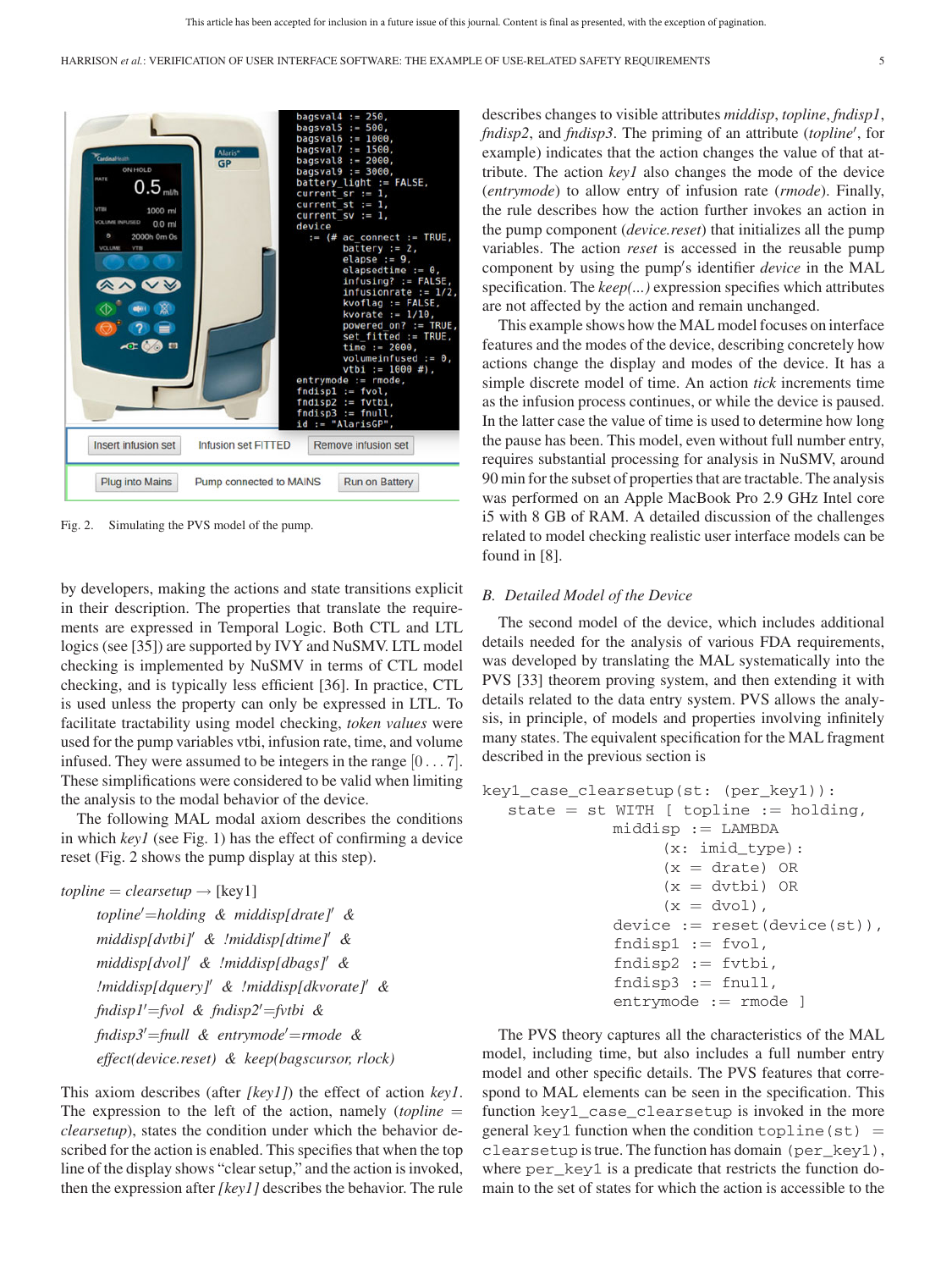Fig. 2. Simulating the PVS model of the pump.

by developers, making the actions and state transitions explicit in their description. The properties that translate the requirements are expressed in Temporal Logic. Both CTL and LTL logics (see [35]) are supported by IVY and NuSMV. LTL model checking is implemented by NuSMV in terms of CTL model checking, and is typically less efficient [36]. In practice, CTL is used unless the property can only be expressed in LTL. To facilitate tractability using model checking, *token values* were used for the pump variables vtbi, infusion rate, time, and volume infused. They were assumed to be integers in the range $[0\ldots7]$. These simplifications were considered to be valid when limiting the analysis to the modal behavior of the device.

The following MAL modal axiom describes the conditions in which *key1* (see Fig. 1) has the effect of confirming a device reset (Fig. 2 shows the pump display at this step).

*topline* = *clearsetup* → [key1]
*topline′=holding & middisp[drate]′ &*
*middisp[dvtbi]′ & !middisp[dtime]′ &*
*middisp[dvol]′ & !middisp[dbags]′ &*
*!middisp[dquery]′ & !middisp[dkvorate]′ &*
*fndisp1′=fvol & fndisp2′=fvtbi &*
*fndisp3′=fnull & entrymode′=rmode &*
*effect(device.reset) & keep(bagscursor, rlock)*

This axiom describes (after *[key1]*) the effect of action *key1*. The expression to the left of the action, namely (*topline* = *clearsetup*), states the condition under which the behavior described for the action is enabled. This specifies that when the top line of the display shows "clear setup," and the action is invoked, then the expression after *[key1]* describes the behavior. The rule describes changes to visible attributes *middisp*, *topline*, *fndisp1*, *fndisp2*, and *fndisp3*. The priming of an attribute (*topline′*, for example) indicates that the action changes the value of that attribute. The action *key1* also changes the mode of the device (*entrymode*) to allow entry of infusion rate (*rmode*). Finally, the rule describes how the action further invokes an action in the pump component (*device.reset*) that initializes all the pump variables. The action *reset* is accessed in the reusable pump component by using the pump′s identifier *device* in the MAL specification. The *keep(...)* expression specifies which attributes are not affected by the action and remain unchanged.

This example shows how the MAL model focuses on interface features and the modes of the device, describing concretely how actions change the display and modes of the device. It has a simple discrete model of time. An action *tick* increments time as the infusion process continues, or while the device is paused. In the latter case the value of time is used to determine how long the pause has been. This model, even without full number entry, requires substantial processing for analysis in NuSMV, around 90 min for the subset of properties that are tractable. The analysis was performed on an Apple MacBook Pro 2.9 GHz Intel core i5 with 8 GB of RAM. A detailed discussion of the challenges related to model checking realistic user interface models can be found in [8].

### B. Detailed Model of the Device

The second model of the device, which includes additional details needed for the analysis of various FDA requirements, was developed by translating the MAL systematically into the PVS [33] theorem proving system, and then extending it with details related to the data entry system. PVS allows the analysis, in principle, of models and properties involving infinitely many states. The equivalent specification for the MAL fragment described in the previous section is

```
key1_case_clearsetup(st: (per_key1)):
   state = st WITH [ topline := holding,
               middisp := LAMBDA
                     (x: imid_type):
                     (x = drate) OR
                     (x = dvtbi) OR
                     (x = dvol),
               device := reset(device(st)),
               fndisp1 := fvol,
               fndisp2 := fvtbi,
               fndisp3 := fnull,
               entrymode := rmode ]
```

The PVS theory captures all the characteristics of the MAL model, including time, but also includes a full number entry model and other specific details. The PVS features that correspond to MAL elements can be seen in the specification. This function `key1_case_clearsetup` is invoked in the more general `key1` function when the condition `topline(st) = clearsetup` is true. The function has domain `(per_key1)`, where `per_key1` is a predicate that restricts the function domain to the set of states for which the action is accessible to the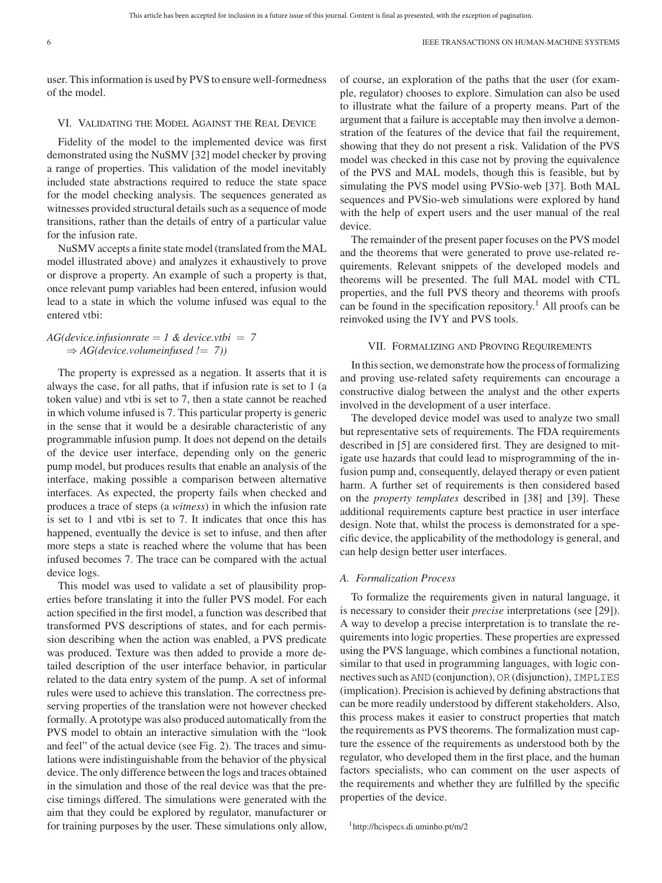user. This information is used by PVS to ensure well-formedness of the model.

## VI. Validating the Model Against the Real Device

Fidelity of the model to the implemented device was first demonstrated using the NuSMV [32] model checker by proving a range of properties. This validation of the model inevitably included state abstractions required to reduce the state space for the model checking analysis. The sequences generated as witnesses provided structural details such as a sequence of mode transitions, rather than the details of entry of a particular value for the infusion rate.

NuSMV accepts a finite state model (translated from the MAL model illustrated above) and analyzes it exhaustively to prove or disprove a property. An example of such a property is that, once relevant pump variables had been entered, infusion would lead to a state in which the volume infused was equal to the entered vtbi:

*AG(device.infusionrate = 1 & device.vtbi = 7*
*⇒ AG(device.volumeinfused != 7))*

The property is expressed as a negation. It asserts that it is always the case, for all paths, that if infusion rate is set to 1 (a token value) and vtbi is set to 7, then a state cannot be reached in which volume infused is 7. This particular property is generic in the sense that it would be a desirable characteristic of any programmable infusion pump. It does not depend on the details of the device user interface, depending only on the generic pump model, but produces results that enable an analysis of the interface, making possible a comparison between alternative interfaces. As expected, the property fails when checked and produces a trace of steps (a *witness*) in which the infusion rate is set to 1 and vtbi is set to 7. It indicates that once this has happened, eventually the device is set to infuse, and then after more steps a state is reached where the volume that has been infused becomes 7. The trace can be compared with the actual device logs.

This model was used to validate a set of plausibility properties before translating it into the fuller PVS model. For each action specified in the first model, a function was described that transformed PVS descriptions of states, and for each permission describing when the action was enabled, a PVS predicate was produced. Texture was then added to provide a more detailed description of the user interface behavior, in particular related to the data entry system of the pump. A set of informal rules were used to achieve this translation. The correctness preserving properties of the translation were not however checked formally. A prototype was also produced automatically from the PVS model to obtain an interactive simulation with the "look and feel" of the actual device (see Fig. 2). The traces and simulations were indistinguishable from the behavior of the physical device. The only difference between the logs and traces obtained in the simulation and those of the real device was that the precise timings differed. The simulations were generated with the aim that they could be explored by regulator, manufacturer or for training purposes by the user. These simulations only allow, of course, an exploration of the paths that the user (for example, regulator) chooses to explore. Simulation can also be used to illustrate what the failure of a property means. Part of the argument that a failure is acceptable may then involve a demonstration of the features of the device that fail the requirement, showing that they do not present a risk. Validation of the PVS model was checked in this case not by proving the equivalence of the PVS and MAL models, though this is feasible, but by simulating the PVS model using PVSio-web [37]. Both MAL sequences and PVSio-web simulations were explored by hand with the help of expert users and the user manual of the real device.

The remainder of the present paper focuses on the PVS model and the theorems that were generated to prove use-related requirements. Relevant snippets of the developed models and theorems will be presented. The full MAL model with CTL properties, and the full PVS theory and theorems with proofs can be found in the specification repository.[1] All proofs can be reinvoked using the IVY and PVS tools.

## VII. Formalizing and Proving Requirements

In this section, we demonstrate how the process of formalizing and proving use-related safety requirements can encourage a constructive dialog between the analyst and the other experts involved in the development of a user interface.

The developed device model was used to analyze two small but representative sets of requirements. The FDA requirements described in [5] are considered first. They are designed to mitigate use hazards that could lead to misprogramming of the infusion pump and, consequently, delayed therapy or even patient harm. A further set of requirements is then considered based on the *property templates* described in [38] and [39]. These additional requirements capture best practice in user interface design. Note that, whilst the process is demonstrated for a specific device, the applicability of the methodology is general, and can help design better user interfaces.

### A. Formalization Process

To formalize the requirements given in natural language, it is necessary to consider their *precise* interpretations (see [29]). A way to develop a precise interpretation is to translate the requirements into logic properties. These properties are expressed using the PVS language, which combines a functional notation, similar to that used in programming languages, with logic connectives such as `AND` (conjunction), `OR` (disjunction), `IMPLIES` (implication). Precision is achieved by defining abstractions that can be more readily understood by different stakeholders. Also, this process makes it easier to construct properties that match the requirements as PVS theorems. The formalization must capture the essence of the requirements as understood both by the regulator, who developed them in the first place, and the human factors specialists, who can comment on the user aspects of the requirements and whether they are fulfilled by the specific properties of the device.

[1] http://hcispecs.di.uminho.pt/m/2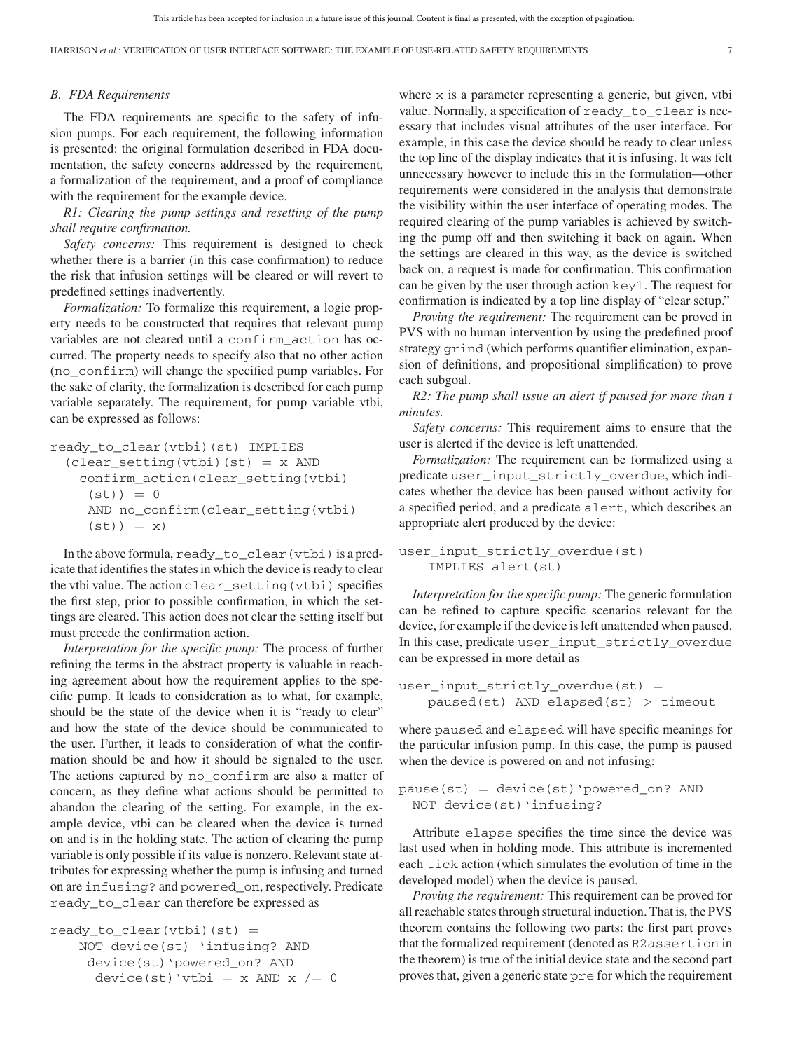### B. FDA Requirements

The FDA requirements are specific to the safety of infusion pumps. For each requirement, the following information is presented: the original formulation described in FDA documentation, the safety concerns addressed by the requirement, a formalization of the requirement, and a proof of compliance with the requirement for the example device.

*R1: Clearing the pump settings and resetting of the pump shall require confirmation.*

*Safety concerns:* This requirement is designed to check whether there is a barrier (in this case confirmation) to reduce the risk that infusion settings will be cleared or will revert to predefined settings inadvertently.

*Formalization:* To formalize this requirement, a logic property needs to be constructed that requires that relevant pump variables are not cleared until a `confirm_action` has occurred. The property needs to specify also that no other action (`no_confirm`) will change the specified pump variables. For the sake of clarity, the formalization is described for each pump variable separately. The requirement, for pump variable vtbi, can be expressed as follows:

```
ready_to_clear(vtbi)(st) IMPLIES
  (clear_setting(vtbi)(st) = x AND
    confirm_action(clear_setting(vtbi)
     (st)) = 0
     AND no_confirm(clear_setting(vtbi)
     (st)) = x)
```

In the above formula, `ready_to_clear(vtbi)` is a predicate that identifies the states in which the device is ready to clear the vtbi value. The action `clear_setting(vtbi)` specifies the first step, prior to possible confirmation, in which the settings are cleared. This action does not clear the setting itself but must precede the confirmation action.

*Interpretation for the specific pump:* The process of further refining the terms in the abstract property is valuable in reaching agreement about how the requirement applies to the specific pump. It leads to consideration as to what, for example, should be the state of the device when it is "ready to clear" and how the state of the device should be communicated to the user. Further, it leads to consideration of what the confirmation should be and how it should be signaled to the user. The actions captured by `no_confirm` are also a matter of concern, as they define what actions should be permitted to abandon the clearing of the setting. For example, in the example device, vtbi can be cleared when the device is turned on and is in the holding state. The action of clearing the pump variable is only possible if its value is nonzero. Relevant state attributes for expressing whether the pump is infusing and turned on are `infusing?` and `powered_on`, respectively. Predicate `ready_to_clear` can therefore be expressed as

```
ready_to_clear(vtbi)(st) =
    NOT device(st) `infusing? AND
     device(st)`powered_on? AND
      device(st)`vtbi = x AND x /= 0
```

where x is a parameter representing a generic, but given, vtbi value. Normally, a specification of `ready_to_clear` is necessary that includes visual attributes of the user interface. For example, in this case the device should be ready to clear unless the top line of the display indicates that it is infusing. It was felt unnecessary however to include this in the formulation—other requirements were considered in the analysis that demonstrate the visibility within the user interface of operating modes. The required clearing of the pump variables is achieved by switching the pump off and then switching it back on again. When the settings are cleared in this way, as the device is switched back on, a request is made for confirmation. This confirmation can be given by the user through action `key1`. The request for confirmation is indicated by a top line display of "clear setup."

*Proving the requirement:* The requirement can be proved in PVS with no human intervention by using the predefined proof strategy `grind` (which performs quantifier elimination, expansion of definitions, and propositional simplification) to prove each subgoal.

*R2: The pump shall issue an alert if paused for more than t minutes.*

*Safety concerns:* This requirement aims to ensure that the user is alerted if the device is left unattended.

*Formalization:* The requirement can be formalized using a predicate `user_input_strictly_overdue`, which indicates whether the device has been paused without activity for a specified period, and a predicate `alert`, which describes an appropriate alert produced by the device:

```
user_input_strictly_overdue(st)
    IMPLIES alert(st)
```

*Interpretation for the specific pump:* The generic formulation can be refined to capture specific scenarios relevant for the device, for example if the device is left unattended when paused. In this case, predicate `user_input_strictly_overdue` can be expressed in more detail as

```
user_input_strictly_overdue(st) =
    paused(st) AND elapsed(st) > timeout
```

where `paused` and `elapsed` will have specific meanings for the particular infusion pump. In this case, the pump is paused when the device is powered on and not infusing:

```
pause(st) = device(st)`powered_on? AND
  NOT device(st)`infusing?
```

Attribute `elapse` specifies the time since the device was last used when in holding mode. This attribute is incremented each `tick` action (which simulates the evolution of time in the developed model) when the device is paused.

*Proving the requirement:* This requirement can be proved for all reachable states through structural induction. That is, the PVS theorem contains the following two parts: the first part proves that the formalized requirement (denoted as `R2assertion` in the theorem) is true of the initial device state and the second part proves that, given a generic state `pre` for which the requirement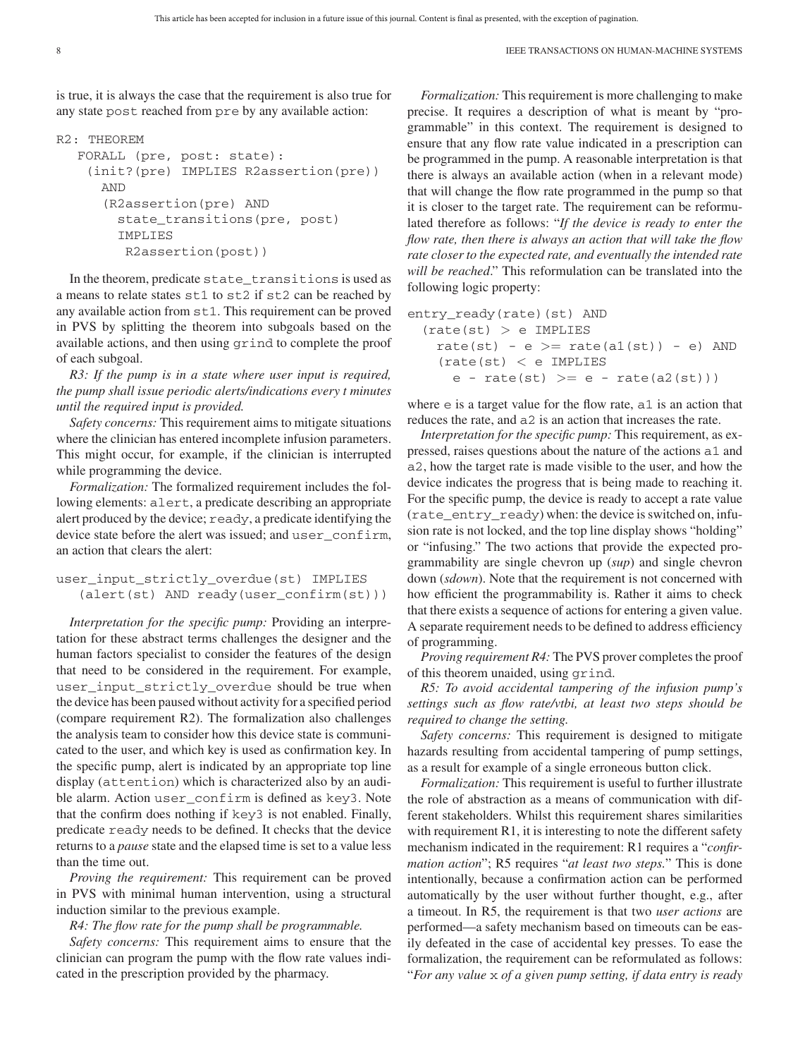is true, it is always the case that the requirement is also true for any state post reached from pre by any available action:

```
R2: THEOREM
  FORALL (pre, post: state):
   (init?(pre) IMPLIES R2assertion(pre))
     AND
     (R2assertion(pre) AND
       state_transitions(pre, post)
       IMPLIES
        R2assertion(post))
```

In the theorem, predicate state_transitions is used as a means to relate states st1 to st2 if st2 can be reached by any available action from st1. This requirement can be proved in PVS by splitting the theorem into subgoals based on the available actions, and then using grind to complete the proof of each subgoal.

*R3: If the pump is in a state where user input is required, the pump shall issue periodic alerts/indications every t minutes until the required input is provided.*

*Safety concerns:* This requirement aims to mitigate situations where the clinician has entered incomplete infusion parameters. This might occur, for example, if the clinician is interrupted while programming the device.

*Formalization:* The formalized requirement includes the following elements: alert, a predicate describing an appropriate alert produced by the device; ready, a predicate identifying the device state before the alert was issued; and user_confirm, an action that clears the alert:

```
user_input_strictly_overdue(st) IMPLIES
  (alert(st) AND ready(user_confirm(st)))
```

*Interpretation for the specific pump:* Providing an interpretation for these abstract terms challenges the designer and the human factors specialist to consider the features of the design that need to be considered in the requirement. For example, user_input_strictly_overdue should be true when the device has been paused without activity for a specified period (compare requirement R2). The formalization also challenges the analysis team to consider how this device state is communicated to the user, and which key is used as confirmation key. In the specific pump, alert is indicated by an appropriate top line display (attention) which is characterized also by an audible alarm. Action user_confirm is defined as key3. Note that the confirm does nothing if key3 is not enabled. Finally, predicate ready needs to be defined. It checks that the device returns to a *pause* state and the elapsed time is set to a value less than the time out.

*Proving the requirement:* This requirement can be proved in PVS with minimal human intervention, using a structural induction similar to the previous example.

*R4: The flow rate for the pump shall be programmable.*

*Safety concerns:* This requirement aims to ensure that the clinician can program the pump with the flow rate values indicated in the prescription provided by the pharmacy.

*Formalization:* This requirement is more challenging to make precise. It requires a description of what is meant by "programmable" in this context. The requirement is designed to ensure that any flow rate value indicated in a prescription can be programmed in the pump. A reasonable interpretation is that there is always an available action (when in a relevant mode) that will change the flow rate programmed in the pump so that it is closer to the target rate. The requirement can be reformulated therefore as follows: "*If the device is ready to enter the flow rate, then there is always an action that will take the flow rate closer to the expected rate, and eventually the intended rate will be reached*." This reformulation can be translated into the following logic property:

```
entry_ready(rate)(st) AND
  (rate(st) > e IMPLIES
    rate(st) - e >= rate(a1(st)) - e) AND
    (rate(st) < e IMPLIES
      e - rate(st) >= e - rate(a2(st)))
```

where e is a target value for the flow rate, a1 is an action that reduces the rate, and a2 is an action that increases the rate.

*Interpretation for the specific pump:* This requirement, as expressed, raises questions about the nature of the actions a1 and a2, how the target rate is made visible to the user, and how the device indicates the progress that is being made to reaching it. For the specific pump, the device is ready to accept a rate value (rate_entry_ready) when: the device is switched on, infusion rate is not locked, and the top line display shows "holding" or "infusing." The two actions that provide the expected programmability are single chevron up (*sup*) and single chevron down (*sdown*). Note that the requirement is not concerned with how efficient the programmability is. Rather it aims to check that there exists a sequence of actions for entering a given value. A separate requirement needs to be defined to address efficiency of programming.

*Proving requirement R4:* The PVS prover completes the proof of this theorem unaided, using grind.

*R5: To avoid accidental tampering of the infusion pump's settings such as flow rate/vtbi, at least two steps should be required to change the setting.*

*Safety concerns:* This requirement is designed to mitigate hazards resulting from accidental tampering of pump settings, as a result for example of a single erroneous button click.

*Formalization:* This requirement is useful to further illustrate the role of abstraction as a means of communication with different stakeholders. Whilst this requirement shares similarities with requirement R1, it is interesting to note the different safety mechanism indicated in the requirement: R1 requires a "*confirmation action*"; R5 requires "*at least two steps*." This is done intentionally, because a confirmation action can be performed automatically by the user without further thought, e.g., after a timeout. In R5, the requirement is that two *user actions* are performed—a safety mechanism based on timeouts can be easily defeated in the case of accidental key presses. To ease the formalization, the requirement can be reformulated as follows: "*For any value* x *of a given pump setting, if data entry is ready*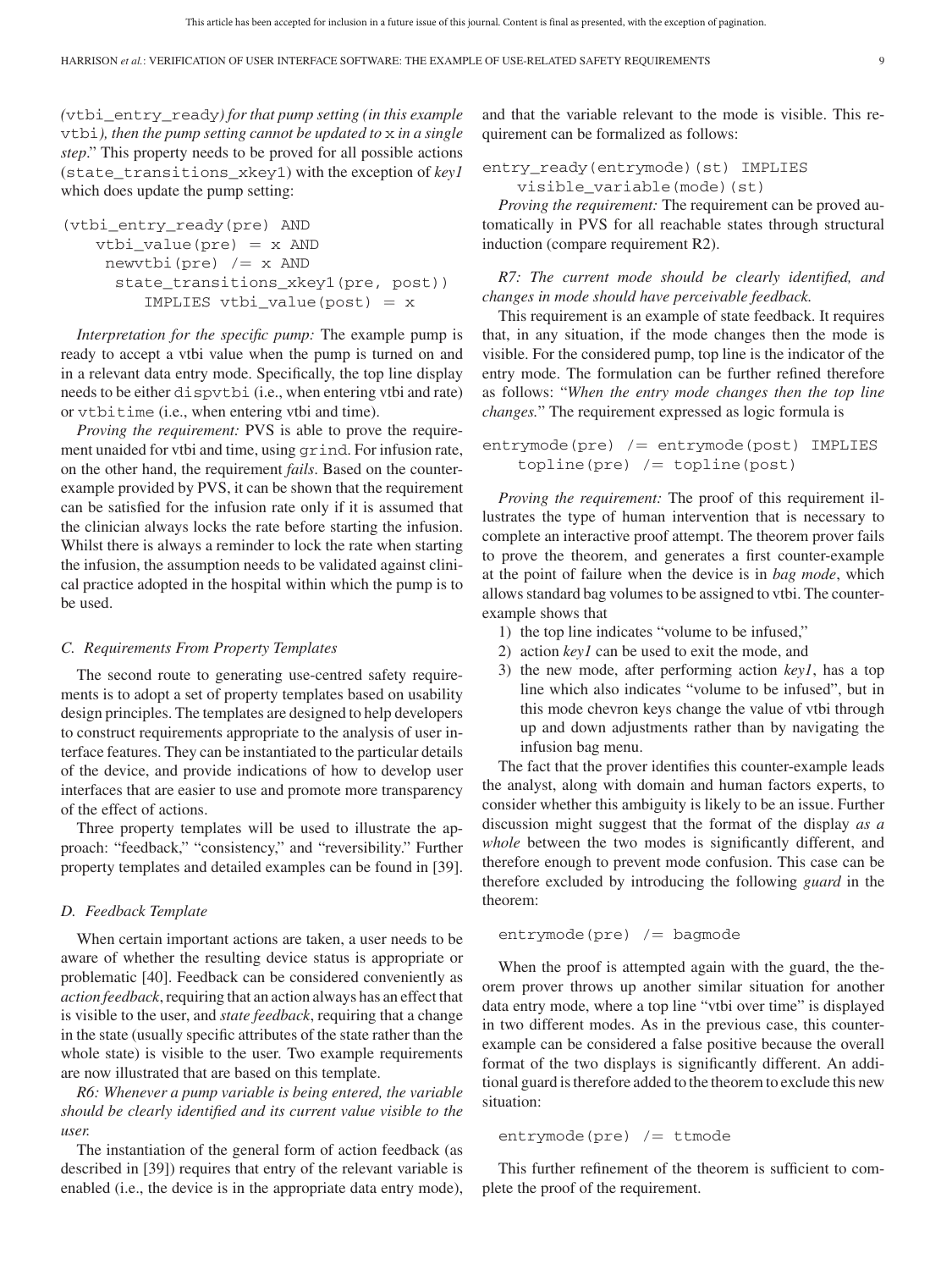(vtbi_entry_ready) *for that pump setting (in this example* vtbi*), then the pump setting cannot be updated to* x *in a single step*." This property needs to be proved for all possible actions (state_transitions_xkey1) with the exception of *key1* which does update the pump setting:

```
(vtbi_entry_ready(pre) AND
   vtbi_value(pre) = x AND
    newvtbi(pre) /= x AND
     state_transitions_xkey1(pre, post))
        IMPLIES vtbi_value(post) = x
```

*Interpretation for the specific pump:* The example pump is ready to accept a vtbi value when the pump is turned on and in a relevant data entry mode. Specifically, the top line display needs to be either dispvtbi (i.e., when entering vtbi and rate) or vtbitime (i.e., when entering vtbi and time).

*Proving the requirement:* PVS is able to prove the requirement unaided for vtbi and time, using grind. For infusion rate, on the other hand, the requirement *fails*. Based on the counter-example provided by PVS, it can be shown that the requirement can be satisfied for the infusion rate only if it is assumed that the clinician always locks the rate before starting the infusion. Whilst there is always a reminder to lock the rate when starting the infusion, the assumption needs to be validated against clinical practice adopted in the hospital within which the pump is to be used.

### C. Requirements From Property Templates

The second route to generating use-centred safety requirements is to adopt a set of property templates based on usability design principles. The templates are designed to help developers to construct requirements appropriate to the analysis of user interface features. They can be instantiated to the particular details of the device, and provide indications of how to develop user interfaces that are easier to use and promote more transparency of the effect of actions.

Three property templates will be used to illustrate the approach: "feedback," "consistency," and "reversibility." Further property templates and detailed examples can be found in [39].

### D. Feedback Template

When certain important actions are taken, a user needs to be aware of whether the resulting device status is appropriate or problematic [40]. Feedback can be considered conveniently as *action feedback*, requiring that an action always has an effect that is visible to the user, and *state feedback*, requiring that a change in the state (usually specific attributes of the state rather than the whole state) is visible to the user. Two example requirements are now illustrated that are based on this template.

*R6: Whenever a pump variable is being entered, the variable should be clearly identified and its current value visible to the user.*

The instantiation of the general form of action feedback (as described in [39]) requires that entry of the relevant variable is enabled (i.e., the device is in the appropriate data entry mode), and that the variable relevant to the mode is visible. This requirement can be formalized as follows:

```
entry_ready(entrymode)(st) IMPLIES
   visible_variable(mode)(st)
```

*Proving the requirement:* The requirement can be proved automatically in PVS for all reachable states through structural induction (compare requirement R2).

*R7: The current mode should be clearly identified, and changes in mode should have perceivable feedback.*

This requirement is an example of state feedback. It requires that, in any situation, if the mode changes then the mode is visible. For the considered pump, top line is the indicator of the entry mode. The formulation can be further refined therefore as follows: "*When the entry mode changes then the top line changes.*" The requirement expressed as logic formula is

```
entrymode(pre) /= entrymode(post) IMPLIES
   topline(pre) /= topline(post)
```

*Proving the requirement:* The proof of this requirement illustrates the type of human intervention that is necessary to complete an interactive proof attempt. The theorem prover fails to prove the theorem, and generates a first counter-example at the point of failure when the device is in *bag mode*, which allows standard bag volumes to be assigned to vtbi. The counter-example shows that

1) the top line indicates "volume to be infused,"
2) action *key1* can be used to exit the mode, and
3) the new mode, after performing action *key1*, has a top line which also indicates "volume to be infused", but in this mode chevron keys change the value of vtbi through up and down adjustments rather than by navigating the infusion bag menu.

The fact that the prover identifies this counter-example leads the analyst, along with domain and human factors experts, to consider whether this ambiguity is likely to be an issue. Further discussion might suggest that the format of the display *as a whole* between the two modes is significantly different, and therefore enough to prevent mode confusion. This case can be therefore excluded by introducing the following *guard* in the theorem:

```
entrymode(pre) /= bagmode
```

When the proof is attempted again with the guard, the theorem prover throws up another similar situation for another data entry mode, where a top line "vtbi over time" is displayed in two different modes. As in the previous case, this counter-example can be considered a false positive because the overall format of the two displays is significantly different. An additional guard is therefore added to the theorem to exclude this new situation:

```
entrymode(pre) /= ttmode
```

This further refinement of the theorem is sufficient to complete the proof of the requirement.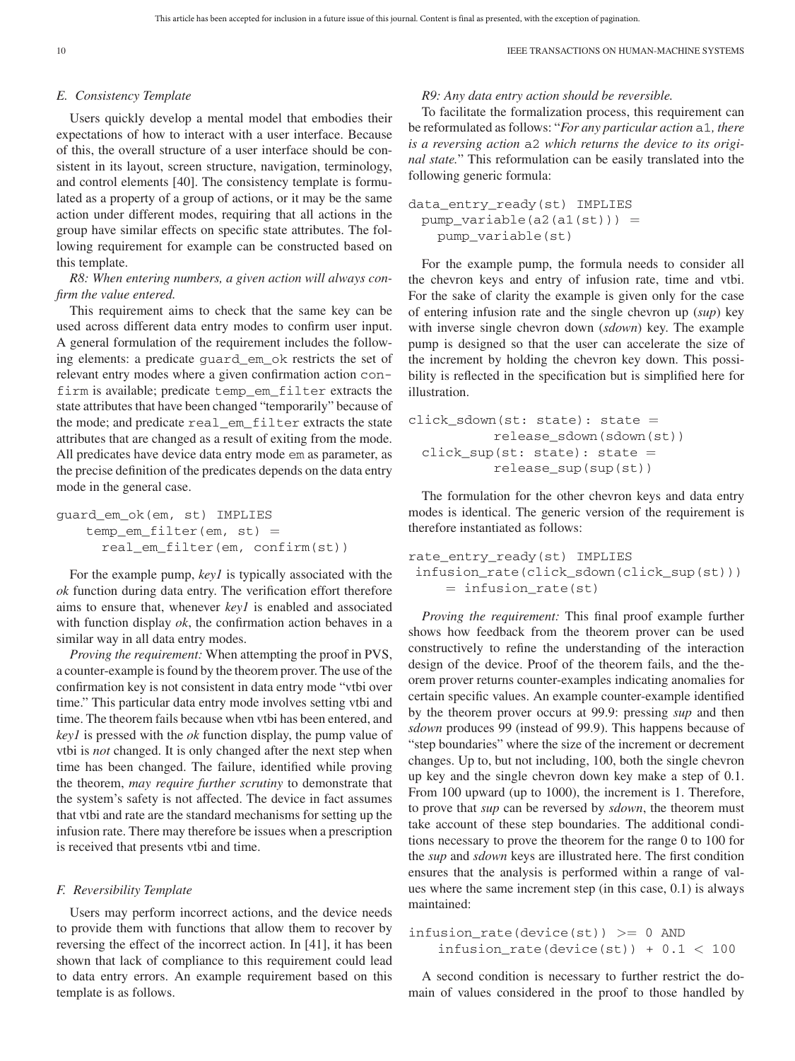### E. Consistency Template

Users quickly develop a mental model that embodies their expectations of how to interact with a user interface. Because of this, the overall structure of a user interface should be consistent in its layout, screen structure, navigation, terminology, and control elements [40]. The consistency template is formulated as a property of a group of actions, or it may be the same action under different modes, requiring that all actions in the group have similar effects on specific state attributes. The following requirement for example can be constructed based on this template.

*R8: When entering numbers, a given action will always confirm the value entered.*

This requirement aims to check that the same key can be used across different data entry modes to confirm user input. A general formulation of the requirement includes the following elements: a predicate `guard_em_ok` restricts the set of relevant entry modes where a given confirmation action `confirm` is available; predicate `temp_em_filter` extracts the state attributes that have been changed "temporarily" because of the mode; and predicate `real_em_filter` extracts the state attributes that are changed as a result of exiting from the mode. All predicates have device data entry mode `em` as parameter, as the precise definition of the predicates depends on the data entry mode in the general case.

```
guard_em_ok(em, st) IMPLIES
    temp_em_filter(em, st) =
      real_em_filter(em, confirm(st))
```

For the example pump, *key1* is typically associated with the *ok* function during data entry. The verification effort therefore aims to ensure that, whenever *key1* is enabled and associated with function display *ok*, the confirmation action behaves in a similar way in all data entry modes.

*Proving the requirement:* When attempting the proof in PVS, a counter-example is found by the theorem prover. The use of the confirmation key is not consistent in data entry mode "vtbi over time." This particular data entry mode involves setting vtbi and time. The theorem fails because when vtbi has been entered, and *key1* is pressed with the *ok* function display, the pump value of vtbi is *not* changed. It is only changed after the next step when time has been changed. The failure, identified while proving the theorem, *may require further scrutiny* to demonstrate that the system's safety is not affected. The device in fact assumes that vtbi and rate are the standard mechanisms for setting up the infusion rate. There may therefore be issues when a prescription is received that presents vtbi and time.

### F. Reversibility Template

Users may perform incorrect actions, and the device needs to provide them with functions that allow them to recover by reversing the effect of the incorrect action. In [41], it has been shown that lack of compliance to this requirement could lead to data entry errors. An example requirement based on this template is as follows.

*R9: Any data entry action should be reversible.*

To facilitate the formalization process, this requirement can be reformulated as follows: "*For any particular action* `a1`*, there is a reversing action* `a2` *which returns the device to its original state.*" This reformulation can be easily translated into the following generic formula:

```
data_entry_ready(st) IMPLIES
  pump_variable(a2(a1(st))) =
    pump_variable(st)
```

For the example pump, the formula needs to consider all the chevron keys and entry of infusion rate, time and vtbi. For the sake of clarity the example is given only for the case of entering infusion rate and the single chevron up (*sup*) key with inverse single chevron down (*sdown*) key. The example pump is designed so that the user can accelerate the size of the increment by holding the chevron key down. This possibility is reflected in the specification but is simplified here for illustration.

```
click_sdown(st: state): state =
           release_sdown(sdown(st))
  click_sup(st: state): state =
           release_sup(sup(st))
```

The formulation for the other chevron keys and data entry modes is identical. The generic version of the requirement is therefore instantiated as follows:

```
rate_entry_ready(st) IMPLIES
 infusion_rate(click_sdown(click_sup(st)))
     = infusion_rate(st)
```

*Proving the requirement:* This final proof example further shows how feedback from the theorem prover can be used constructively to refine the understanding of the interaction design of the device. Proof of the theorem fails, and the theorem prover returns counter-examples indicating anomalies for certain specific values. An example counter-example identified by the theorem prover occurs at 99.9: pressing *sup* and then *sdown* produces 99 (instead of 99.9). This happens because of "step boundaries" where the size of the increment or decrement changes. Up to, but not including, 100, both the single chevron up key and the single chevron down key make a step of 0.1. From 100 upward (up to 1000), the increment is 1. Therefore, to prove that *sup* can be reversed by *sdown*, the theorem must take account of these step boundaries. The additional conditions necessary to prove the theorem for the range 0 to 100 for the *sup* and *sdown* keys are illustrated here. The first condition ensures that the analysis is performed within a range of values where the same increment step (in this case, 0.1) is always maintained:

```
infusion_rate(device(st)) >= 0 AND
    infusion_rate(device(st)) + 0.1 < 100
```

A second condition is necessary to further restrict the domain of values considered in the proof to those handled by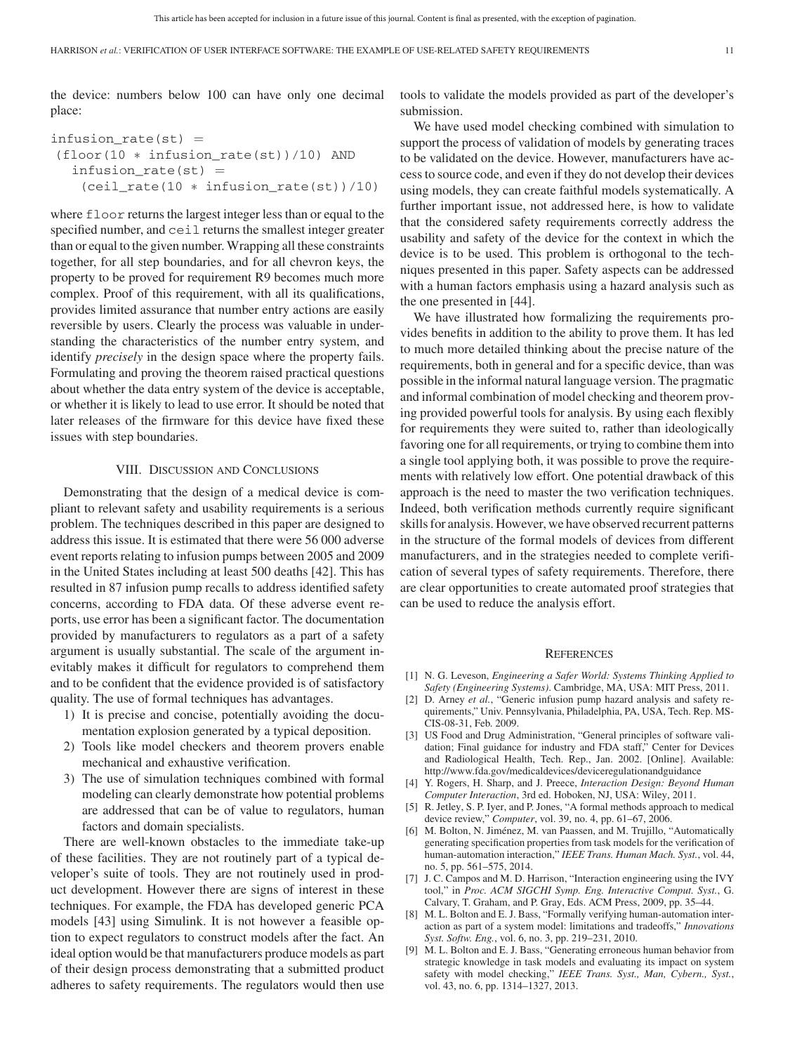the device: numbers below 100 can have only one decimal place:

```
infusion_rate(st) =
 (floor(10 * infusion_rate(st))/10) AND
   infusion_rate(st) =
     (ceil_rate(10 * infusion_rate(st))/10)
```

where `floor` returns the largest integer less than or equal to the specified number, and `ceil` returns the smallest integer greater than or equal to the given number. Wrapping all these constraints together, for all step boundaries, and for all chevron keys, the property to be proved for requirement R9 becomes much more complex. Proof of this requirement, with all its qualifications, provides limited assurance that number entry actions are easily reversible by users. Clearly the process was valuable in understanding the characteristics of the number entry system, and identify *precisely* in the design space where the property fails. Formulating and proving the theorem raised practical questions about whether the data entry system of the device is acceptable, or whether it is likely to lead to use error. It should be noted that later releases of the firmware for this device have fixed these issues with step boundaries.

## VIII. Discussion and Conclusions

Demonstrating that the design of a medical device is compliant to relevant safety and usability requirements is a serious problem. The techniques described in this paper are designed to address this issue. It is estimated that there were 56 000 adverse event reports relating to infusion pumps between 2005 and 2009 in the United States including at least 500 deaths [42]. This has resulted in 87 infusion pump recalls to address identified safety concerns, according to FDA data. Of these adverse event reports, use error has been a significant factor. The documentation provided by manufacturers to regulators as a part of a safety argument is usually substantial. The scale of the argument inevitably makes it difficult for regulators to comprehend them and to be confident that the evidence provided is of satisfactory quality. The use of formal techniques has advantages.

1) It is precise and concise, potentially avoiding the documentation explosion generated by a typical deposition.
2) Tools like model checkers and theorem provers enable mechanical and exhaustive verification.
3) The use of simulation techniques combined with formal modeling can clearly demonstrate how potential problems are addressed that can be of value to regulators, human factors and domain specialists.

There are well-known obstacles to the immediate take-up of these facilities. They are not routinely part of a typical developer's suite of tools. They are not routinely used in product development. However there are signs of interest in these techniques. For example, the FDA has developed generic PCA models [43] using Simulink. It is not however a feasible option to expect regulators to construct models after the fact. An ideal option would be that manufacturers produce models as part of their design process demonstrating that a submitted product adheres to safety requirements. The regulators would then use tools to validate the models provided as part of the developer's submission.

We have used model checking combined with simulation to support the process of validation of models by generating traces to be validated on the device. However, manufacturers have access to source code, and even if they do not develop their devices using models, they can create faithful models systematically. A further important issue, not addressed here, is how to validate that the considered safety requirements correctly address the usability and safety of the device for the context in which the device is to be used. This problem is orthogonal to the techniques presented in this paper. Safety aspects can be addressed with a human factors emphasis using a hazard analysis such as the one presented in [44].

We have illustrated how formalizing the requirements provides benefits in addition to the ability to prove them. It has led to much more detailed thinking about the precise nature of the requirements, both in general and for a specific device, than was possible in the informal natural language version. The pragmatic and informal combination of model checking and theorem proving provided powerful tools for analysis. By using each flexibly for requirements they were suited to, rather than ideologically favoring one for all requirements, or trying to combine them into a single tool applying both, it was possible to prove the requirements with relatively low effort. One potential drawback of this approach is the need to master the two verification techniques. Indeed, both verification methods currently require significant skills for analysis. However, we have observed recurrent patterns in the structure of the formal models of devices from different manufacturers, and in the strategies needed to complete verification of several types of safety requirements. Therefore, there are clear opportunities to create automated proof strategies that can be used to reduce the analysis effort.

## References

[1] N. G. Leveson, *Engineering a Safer World: Systems Thinking Applied to Safety (Engineering Systems)*. Cambridge, MA, USA: MIT Press, 2011.

[2] D. Arney *et al.*, "Generic infusion pump hazard analysis and safety requirements," Univ. Pennsylvania, Philadelphia, PA, USA, Tech. Rep. MS-CIS-08-31, Feb. 2009.

[3] US Food and Drug Administration, "General principles of software validation; Final guidance for industry and FDA staff," Center for Devices and Radiological Health, Tech. Rep., Jan. 2002. [Online]. Available: http://www.fda.gov/medicaldevices/deviceregulationandguidance

[4] Y. Rogers, H. Sharp, and J. Preece, *Interaction Design: Beyond Human Computer Interaction*, 3rd ed. Hoboken, NJ, USA: Wiley, 2011.

[5] R. Jetley, S. P. Iyer, and P. Jones, "A formal methods approach to medical device review," *Computer*, vol. 39, no. 4, pp. 61–67, 2006.

[6] M. Bolton, N. Jiménez, M. van Paassen, and M. Trujillo, "Automatically generating specification properties from task models for the verification of human-automation interaction," *IEEE Trans. Human Mach. Syst.*, vol. 44, no. 5, pp. 561–575, 2014.

[7] J. C. Campos and M. D. Harrison, "Interaction engineering using the IVY tool," in *Proc. ACM SIGCHI Symp. Eng. Interactive Comput. Syst.*, G. Calvary, T. Graham, and P. Gray, Eds. ACM Press, 2009, pp. 35–44.

[8] M. L. Bolton and E. J. Bass, "Formally verifying human-automation interaction as part of a system model: limitations and tradeoffs," *Innovations Syst. Softw. Eng.*, vol. 6, no. 3, pp. 219–231, 2010.

[9] M. L. Bolton and E. J. Bass, "Generating erroneous human behavior from strategic knowledge in task models and evaluating its impact on system safety with model checking," *IEEE Trans. Syst., Man, Cybern., Syst.*, vol. 43, no. 6, pp. 1314–1327, 2013.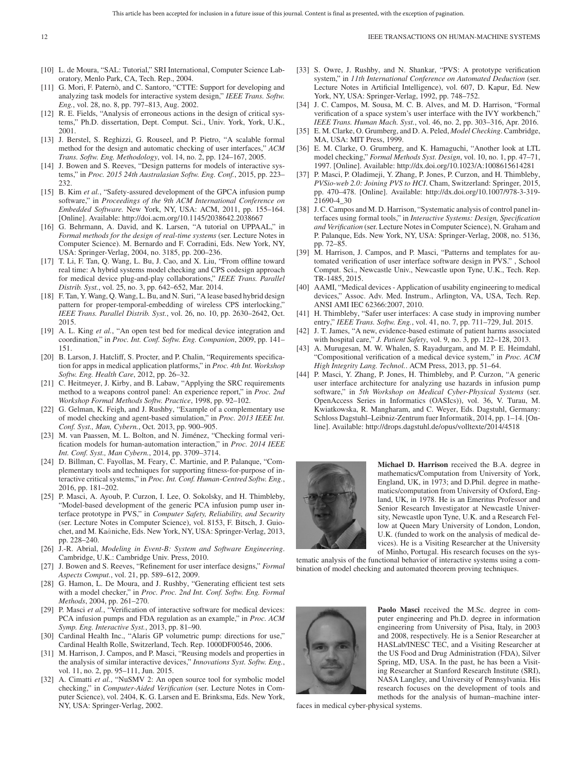[10] L. de Moura, "SAL: Tutorial," SRI International, Computer Science Laboratory, Menlo Park, CA, Tech. Rep., 2004.

[11] G. Mori, F. Paternò, and C. Santoro, "CTTE: Support for developing and analyzing task models for interactive system design," *IEEE Trans. Softw. Eng.*, vol. 28, no. 8, pp. 797–813, Aug. 2002.

[12] R. E. Fields, "Analysis of erroneous actions in the design of critical systems," Ph.D. dissertation, Dept. Comput. Sci., Univ. York, York, U.K., 2001.

[13] J. Berstel, S. Reghizzi, G. Rouseel, and P. Pietro, "A scalable formal method for the design and automatic checking of user interfaces," *ACM Trans. Softw. Eng. Methodology*, vol. 14, no. 2, pp. 124–167, 2005.

[14] J. Bowen and S. Reeves, "Design patterns for models of interactive systems," in *Proc. 2015 24th Australasian Softw. Eng. Conf.*, 2015, pp. 223–232.

[15] B. Kim *et al.*, "Safety-assured development of the GPCA infusion pump software," in *Proceedings of the 9th ACM International Conference on Embedded Software.* New York, NY, USA: ACM, 2011, pp. 155–164. [Online]. Available: http://doi.acm.org/10.1145/2038642.2038667

[16] G. Behrmann, A. David, and K. Larsen, "A tutorial on UPPAAL," in *Formal methods for the design of real-time systems* (ser. Lecture Notes in Computer Science). M. Bernardo and F. Corradini, Eds. New York, NY, USA: Springer-Verlag, 2004, no. 3185, pp. 200–236.

[17] T. Li, F. Tan, Q. Wang, L. Bu, J. Cao, and X. Liu, "From offline toward real time: A hybrid systems model checking and CPS codesign approach for medical device plug-and-play collaborations," *IEEE Trans. Parallel Distrib. Syst.*, vol. 25, no. 3, pp. 642–652, Mar. 2014.

[18] F. Tan, Y. Wang, Q. Wang, L. Bu, and N. Suri, "A lease based hybrid design pattern for proper-temporal-embedding of wireless CPS interlocking," *IEEE Trans. Parallel Distrib. Syst.*, vol. 26, no. 10, pp. 2630–2642, Oct. 2015.

[19] A. L. King *et al.*, "An open test bed for medical device integration and coordination," in *Proc. Int. Conf. Softw. Eng. Companion*, 2009, pp. 141–151.

[20] B. Larson, J. Hatcliff, S. Procter, and P. Chalin, "Requirements specification for apps in medical application platforms," in *Proc. 4th Int. Workshop Softw. Eng. Health Care*, 2012, pp. 26–32.

[21] C. Heitmeyer, J. Kirby, and B. Labaw, "Applying the SRC requirements method to a weapons control panel: An experience report," in *Proc. 2nd Workshop Formal Methods Softw. Practice*, 1998, pp. 92–102.

[22] G. Gelman, K. Feigh, and J. Rushby, "Example of a complementary use of model checking and agent-based simulation," in *Proc. 2013 IEEE Int. Conf. Syst., Man, Cybern.*, Oct. 2013, pp. 900–905.

[23] M. van Paassen, M. L. Bolton, and N. Jiménez, "Checking formal verification models for human-automation interaction," in *Proc. 2014 IEEE Int. Conf. Syst., Man Cybern.*, 2014, pp. 3709–3714.

[24] D. Billman, C. Fayollas, M. Feary, C. Martinie, and P. Palanque, "Complementary tools and techniques for supporting fitness-for-purpose of interactive critical systems," in *Proc. Int. Conf. Human-Centred Softw. Eng.*, 2016, pp. 181–202.

[25] P. Masci, A. Ayoub, P. Curzon, I. Lee, O. Sokolsky, and H. Thimbleby, "Model-based development of the generic PCA infusion pump user interface prototype in PVS," in *Computer Safety, Reliability, and Security* (ser. Lecture Notes in Computer Science), vol. 8153, F. Bitsch, J. Guiochet, and M. Kaâniche, Eds. New York, NY, USA: Springer-Verlag, 2013, pp. 228–240.

[26] J.-R. Abrial, *Modeling in Event-B: System and Software Engineering*. Cambridge, U.K.: Cambridge Univ. Press, 2010.

[27] J. Bowen and S. Reeves, "Refinement for user interface designs," *Formal Aspects Comput.*, vol. 21, pp. 589–612, 2009.

[28] G. Hamon, L. De Moura, and J. Rushby, "Generating efficient test sets with a model checker," in *Proc. Proc. 2nd Int. Conf. Softw. Eng. Formal Methods*, 2004, pp. 261–270.

[29] P. Masci *et al.*, "Verification of interactive software for medical devices: PCA infusion pumps and FDA regulation as an example," in *Proc. ACM Symp. Eng. Interactive Syst.*, 2013, pp. 81–90.

[30] Cardinal Health Inc., "Alaris GP volumetric pump: directions for use," Cardinal Health Rolle, Switzerland, Tech. Rep. 1000DF00546, 2006.

[31] M. Harrison, J. Campos, and P. Masci, "Reusing models and properties in the analysis of similar interactive devices," *Innovations Syst. Softw. Eng.*, vol. 11, no. 2, pp. 95–111, Jun. 2015.

[32] A. Cimatti *et al.*, "NuSMV 2: An open source tool for symbolic model checking," in *Computer-Aided Verification* (ser. Lecture Notes in Computer Science), vol. 2404, K. G. Larsen and E. Brinksma, Eds. New York, NY, USA: Springer-Verlag, 2002.

[33] S. Owre, J. Rushby, and N. Shankar, "PVS: A prototype verification system," in *11th International Conference on Automated Deduction* (ser. Lecture Notes in Artificial Intelligence), vol. 607, D. Kapur, Ed. New York, NY, USA: Springer-Verlag, 1992, pp. 748–752.

[34] J. C. Campos, M. Sousa, M. C. B. Alves, and M. D. Harrison, "Formal verification of a space system's user interface with the IVY workbench," *IEEE Trans. Human Mach. Syst.*, vol. 46, no. 2, pp. 303–316, Apr. 2016.

[35] E. M. Clarke, O. Grumberg, and D. A. Peled, *Model Checking*. Cambridge, MA, USA: MIT Press, 1999.

[36] E. M. Clarke, O. Grumberg, and K. Hamaguchi, "Another look at LTL model checking," *Formal Methods Syst. Design*, vol. 10, no. 1, pp. 47–71, 1997. [Online]. Available: http://dx.doi.org/10.1023/A:1008615614281

[37] P. Masci, P. Oladimeji, Y. Zhang, P. Jones, P. Curzon, and H. Thimbleby, *PVSio-web 2.0: Joining PVS to HCI*. Cham, Switzerland: Springer, 2015, pp. 470–478. [Online]. Available: http://dx.doi.org/10.1007/978-3-319-21690-4_30

[38] J. C. Campos and M. D. Harrison, "Systematic analysis of control panel interfaces using formal tools," in *Interactive Systems: Design, Specification and Verification* (ser. Lecture Notes in Computer Science), N. Graham and P. Palanque, Eds. New York, NY, USA: Springer-Verlag, 2008, no. 5136, pp. 72–85.

[39] M. Harrison, J. Campos, and P. Masci, "Patterns and templates for automated verification of user interface software design in PVS." , School Comput. Sci., Newcastle Univ., Newcastle upon Tyne, U.K., Tech. Rep. TR-1485, 2015.

[40] AAMI, "Medical devices - Application of usability engineering to medical devices," Assoc. Adv. Med. Instrum., Arlington, VA, USA, Tech. Rep. ANSI AMI IEC 62366:2007, 2010.

[41] H. Thimbleby, "Safer user interfaces: A case study in improving number entry," *IEEE Trans. Softw. Eng.*, vol. 41, no. 7, pp. 711–729, Jul. 2015.

[42] J. T. James, "A new, evidence-based estimate of patient harms associated with hospital care," *J. Patient Safety*, vol. 9, no. 3, pp. 122–128, 2013.

[43] A. Murugesan, M. W. Whalen, S. Rayadurgam, and M. P. E. Heimdahl, "Compositional verification of a medical device system," in *Proc. ACM High Integrity Lang. Technol..* ACM Press, 2013, pp. 51–64.

[44] P. Masci, Y. Zhang, P. Jones, H. Thimbleby, and P. Curzon, "A generic user interface architecture for analyzing use hazards in infusion pump software," in *5th Workshop on Medical Cyber-Physical Systems* (ser. OpenAccess Series in Informatics (OASIcs)), vol. 36, V. Turau, M. Kwiatkowska, R. Mangharam, and C. Weyer, Eds. Dagstuhl, Germany: Schloss Dagstuhl–Leibniz-Zentrum fuer Informatik, 2014, pp. 1–14. [Online]. Available: http://drops.dagstuhl.de/opus/volltexte/2014/4518

**Michael D. Harrison** received the B.A. degree in mathematics/Computation from University of York, England, UK, in 1973; and D.Phil. degree in mathematics/computation from University of Oxford, England, UK, in 1978. He is an Emeritus Professor and Senior Research Investigator at Newcastle University, Newcastle upon Tyne, U.K. and a Research Fellow at Queen Mary University of London, London, U.K. (funded to work on the analysis of medical devices). He is a Visiting Researcher at the University of Minho, Portugal. His research focuses on the systematic analysis of the functional behavior of interactive systems using a combination of model checking and automated theorem proving techniques.

**Paolo Masci** received the M.Sc. degree in computer engineering and Ph.D. degree in information engineering from University of Pisa, Italy, in 2003 and 2008, respectively. He is a Senior Researcher at HASLab/INESC TEC, and a Visiting Researcher at the US Food and Drug Administration (FDA), Silver Spring, MD, USA. In the past, he has been a Visiting Researcher at Stanford Research Institute (SRI), NASA Langley, and University of Pennsylvania. His research focuses on the development of tools and methods for the analysis of human–machine interfaces in medical cyber-physical systems.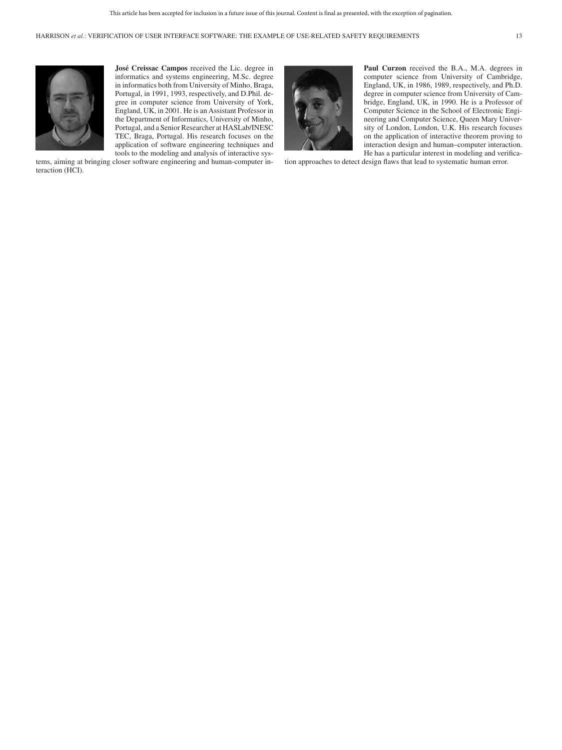**José Creissac Campos** received the Lic. degree in informatics and systems engineering, M.Sc. degree in informatics both from University of Minho, Braga, Portugal, in 1991, 1993, respectively, and D.Phil. degree in computer science from University of York, England, UK, in 2001. He is an Assistant Professor in the Department of Informatics, University of Minho, Portugal, and a Senior Researcher at HASLab/INESC TEC, Braga, Portugal. His research focuses on the application of software engineering techniques and tools to the modeling and analysis of interactive systems, aiming at bringing closer software engineering and human-computer interaction (HCI).

**Paul Curzon** received the B.A., M.A. degrees in computer science from University of Cambridge, England, UK, in 1986, 1989, respectively, and Ph.D. degree in computer science from University of Cambridge, England, UK, in 1990. He is a Professor of Computer Science in the School of Electronic Engineering and Computer Science, Queen Mary University of London, London, U.K. His research focuses on the application of interactive theorem proving to interaction design and human–computer interaction. He has a particular interest in modeling and verification approaches to detect design flaws that lead to systematic human error.